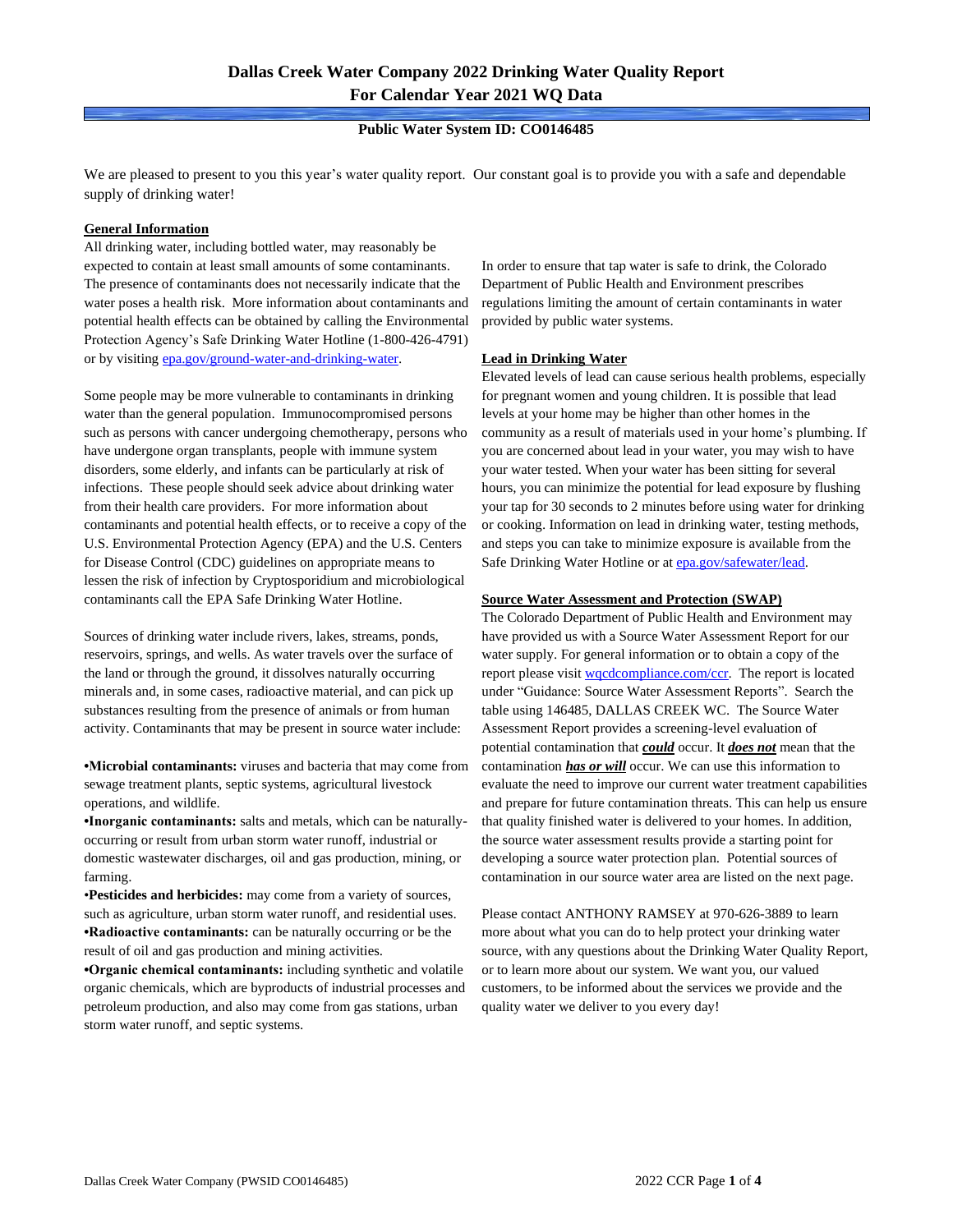# Dallas Creek Water Company 2022 Drinking Water Quality Report
# For Calendar Year 2021 WQ Data

**Public Water System ID: CO0146485**

We are pleased to present to you this year's water quality report. Our constant goal is to provide you with a safe and dependable supply of drinking water!

## General Information

All drinking water, including bottled water, may reasonably be expected to contain at least small amounts of some contaminants. The presence of contaminants does not necessarily indicate that the water poses a health risk. More information about contaminants and potential health effects can be obtained by calling the Environmental Protection Agency's Safe Drinking Water Hotline (1-800-426-4791) or by visiting [epa.gov/ground-water-and-drinking-water](epa.gov/ground-water-and-drinking-water).

Some people may be more vulnerable to contaminants in drinking water than the general population. Immunocompromised persons such as persons with cancer undergoing chemotherapy, persons who have undergone organ transplants, people with immune system disorders, some elderly, and infants can be particularly at risk of infections. These people should seek advice about drinking water from their health care providers. For more information about contaminants and potential health effects, or to receive a copy of the U.S. Environmental Protection Agency (EPA) and the U.S. Centers for Disease Control (CDC) guidelines on appropriate means to lessen the risk of infection by Cryptosporidium and microbiological contaminants call the EPA Safe Drinking Water Hotline.

Sources of drinking water include rivers, lakes, streams, ponds, reservoirs, springs, and wells. As water travels over the surface of the land or through the ground, it dissolves naturally occurring minerals and, in some cases, radioactive material, and can pick up substances resulting from the presence of animals or from human activity. Contaminants that may be present in source water include:

- **Microbial contaminants:** viruses and bacteria that may come from sewage treatment plants, septic systems, agricultural livestock operations, and wildlife.
- **Inorganic contaminants:** salts and metals, which can be naturally-occurring or result from urban storm water runoff, industrial or domestic wastewater discharges, oil and gas production, mining, or farming.
- **Pesticides and herbicides:** may come from a variety of sources, such as agriculture, urban storm water runoff, and residential uses.
- **Radioactive contaminants:** can be naturally occurring or be the result of oil and gas production and mining activities.
- **Organic chemical contaminants:** including synthetic and volatile organic chemicals, which are byproducts of industrial processes and petroleum production, and also may come from gas stations, urban storm water runoff, and septic systems.

In order to ensure that tap water is safe to drink, the Colorado Department of Public Health and Environment prescribes regulations limiting the amount of certain contaminants in water provided by public water systems.

## Lead in Drinking Water

Elevated levels of lead can cause serious health problems, especially for pregnant women and young children. It is possible that lead levels at your home may be higher than other homes in the community as a result of materials used in your home's plumbing. If you are concerned about lead in your water, you may wish to have your water tested. When your water has been sitting for several hours, you can minimize the potential for lead exposure by flushing your tap for 30 seconds to 2 minutes before using water for drinking or cooking. Information on lead in drinking water, testing methods, and steps you can take to minimize exposure is available from the Safe Drinking Water Hotline or at [epa.gov/safewater/lead](epa.gov/safewater/lead).

## Source Water Assessment and Protection (SWAP)

The Colorado Department of Public Health and Environment may have provided us with a Source Water Assessment Report for our water supply. For general information or to obtain a copy of the report please visit [wqcdcompliance.com/ccr](wqcdcompliance.com/ccr). The report is located under "Guidance: Source Water Assessment Reports". Search the table using 146485, DALLAS CREEK WC. The Source Water Assessment Report provides a screening-level evaluation of potential contamination that ***could*** occur. It ***does not*** mean that the contamination ***has or will*** occur. We can use this information to evaluate the need to improve our current water treatment capabilities and prepare for future contamination threats. This can help us ensure that quality finished water is delivered to your homes. In addition, the source water assessment results provide a starting point for developing a source water protection plan. Potential sources of contamination in our source water area are listed on the next page.

Please contact ANTHONY RAMSEY at 970-626-3889 to learn more about what you can do to help protect your drinking water source, with any questions about the Drinking Water Quality Report, or to learn more about our system. We want you, our valued customers, to be informed about the services we provide and the quality water we deliver to you every day!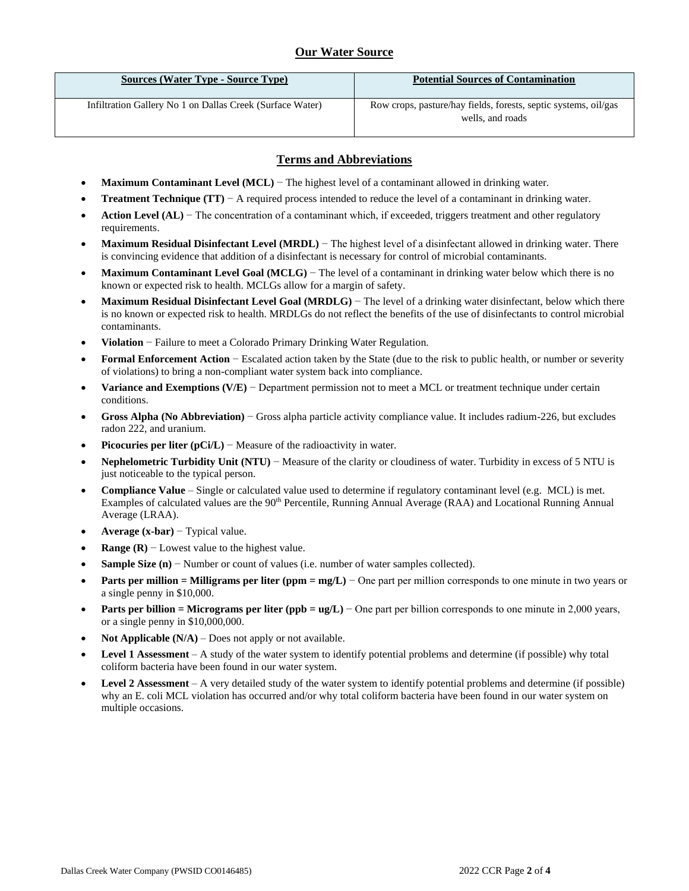## Our Water Source

| Sources (Water Type - Source Type) | Potential Sources of Contamination |
| --- | --- |
| Infiltration Gallery No 1 on Dallas Creek (Surface Water) | Row crops, pasture/hay fields, forests, septic systems, oil/gas wells, and roads |

## Terms and Abbreviations

- **Maximum Contaminant Level (MCL)** − The highest level of a contaminant allowed in drinking water.
- **Treatment Technique (TT)** − A required process intended to reduce the level of a contaminant in drinking water.
- **Action Level (AL)** − The concentration of a contaminant which, if exceeded, triggers treatment and other regulatory requirements.
- **Maximum Residual Disinfectant Level (MRDL)** − The highest level of a disinfectant allowed in drinking water. There is convincing evidence that addition of a disinfectant is necessary for control of microbial contaminants.
- **Maximum Contaminant Level Goal (MCLG)** − The level of a contaminant in drinking water below which there is no known or expected risk to health. MCLGs allow for a margin of safety.
- **Maximum Residual Disinfectant Level Goal (MRDLG)** − The level of a drinking water disinfectant, below which there is no known or expected risk to health. MRDLGs do not reflect the benefits of the use of disinfectants to control microbial contaminants.
- **Violation** − Failure to meet a Colorado Primary Drinking Water Regulation.
- **Formal Enforcement Action** − Escalated action taken by the State (due to the risk to public health, or number or severity of violations) to bring a non-compliant water system back into compliance.
- **Variance and Exemptions (V/E)** − Department permission not to meet a MCL or treatment technique under certain conditions.
- **Gross Alpha (No Abbreviation)** − Gross alpha particle activity compliance value. It includes radium-226, but excludes radon 222, and uranium.
- **Picocuries per liter (pCi/L)** − Measure of the radioactivity in water.
- **Nephelometric Turbidity Unit (NTU)** − Measure of the clarity or cloudiness of water. Turbidity in excess of 5 NTU is just noticeable to the typical person.
- **Compliance Value** – Single or calculated value used to determine if regulatory contaminant level (e.g. MCL) is met. Examples of calculated values are the 90$^{th}$ Percentile, Running Annual Average (RAA) and Locational Running Annual Average (LRAA).
- **Average (x-bar)** − Typical value.
- **Range (R)** − Lowest value to the highest value.
- **Sample Size (n)** − Number or count of values (i.e. number of water samples collected).
- **Parts per million = Milligrams per liter (ppm = mg/L)** − One part per million corresponds to one minute in two years or a single penny in $10,000.
- **Parts per billion = Micrograms per liter (ppb = ug/L)** − One part per billion corresponds to one minute in 2,000 years, or a single penny in $10,000,000.
- **Not Applicable (N/A)** – Does not apply or not available.
- **Level 1 Assessment** – A study of the water system to identify potential problems and determine (if possible) why total coliform bacteria have been found in our water system.
- **Level 2 Assessment** – A very detailed study of the water system to identify potential problems and determine (if possible) why an E. coli MCL violation has occurred and/or why total coliform bacteria have been found in our water system on multiple occasions.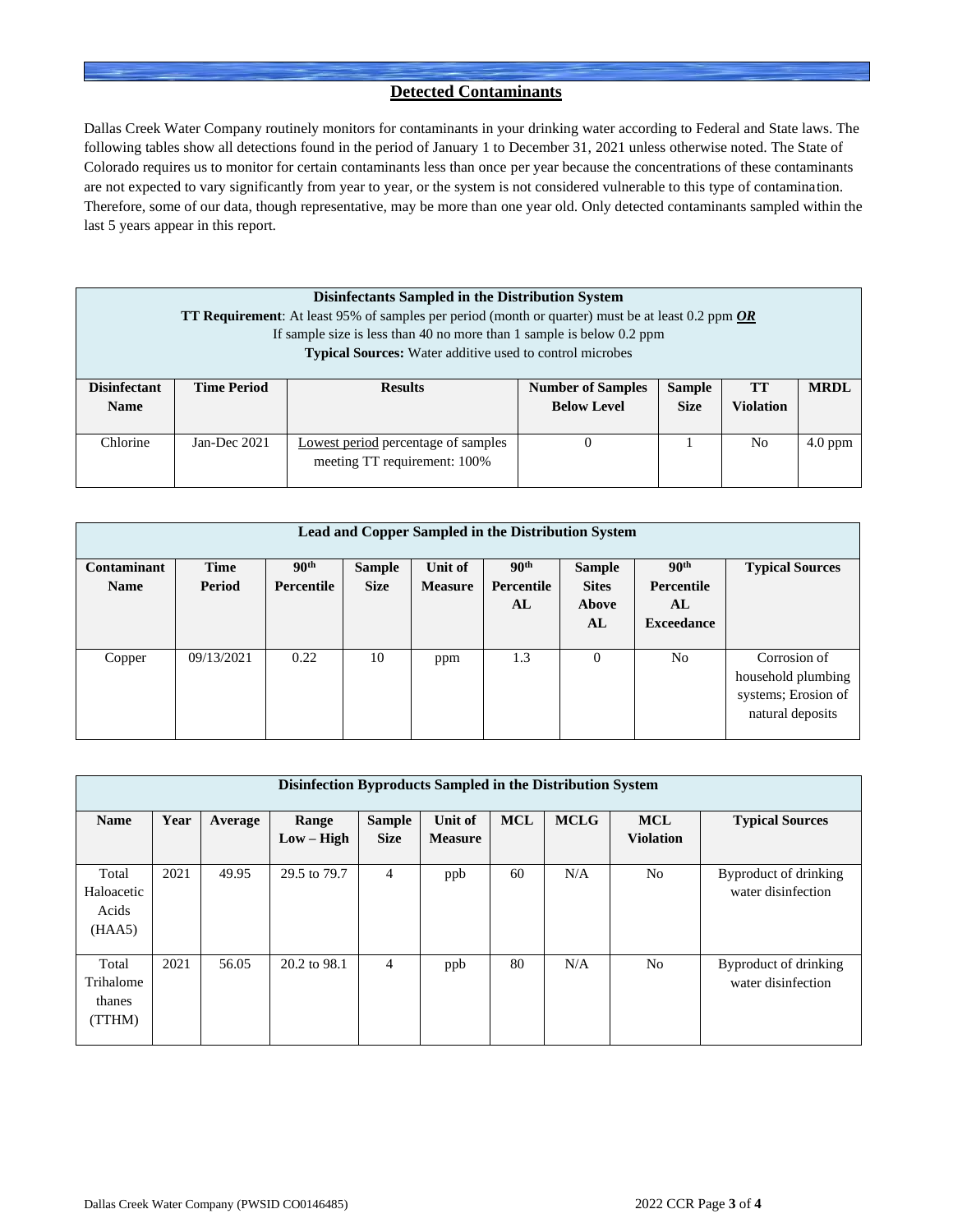## Detected Contaminants

Dallas Creek Water Company routinely monitors for contaminants in your drinking water according to Federal and State laws. The following tables show all detections found in the period of January 1 to December 31, 2021 unless otherwise noted. The State of Colorado requires us to monitor for certain contaminants less than once per year because the concentrations of these contaminants are not expected to vary significantly from year to year, or the system is not considered vulnerable to this type of contamination. Therefore, some of our data, though representative, may be more than one year old. Only detected contaminants sampled within the last 5 years appear in this report.

**Disinfectants Sampled in the Distribution System**

**TT Requirement**: At least 95% of samples per period (month or quarter) must be at least 0.2 ppm ***OR***
If sample size is less than 40 no more than 1 sample is below 0.2 ppm
**Typical Sources:** Water additive used to control microbes

| Disinfectant Name | Time Period | Results | Number of Samples Below Level | Sample Size | TT Violation | MRDL |
|---|---|---|---|---|---|---|
| Chlorine | Jan-Dec 2021 | Lowest period percentage of samples meeting TT requirement: 100% | 0 | 1 | No | 4.0 ppm |

**Lead and Copper Sampled in the Distribution System**

| Contaminant Name | Time Period | 90th Percentile | Sample Size | Unit of Measure | 90th Percentile AL | Sample Sites Above AL | 90th Percentile AL Exceedance | Typical Sources |
|---|---|---|---|---|---|---|---|---|
| Copper | 09/13/2021 | 0.22 | 10 | ppm | 1.3 | 0 | No | Corrosion of household plumbing systems; Erosion of natural deposits |

**Disinfection Byproducts Sampled in the Distribution System**

| Name | Year | Average | Range Low – High | Sample Size | Unit of Measure | MCL | MCLG | MCL Violation | Typical Sources |
|---|---|---|---|---|---|---|---|---|---|
| Total Haloacetic Acids (HAA5) | 2021 | 49.95 | 29.5 to 79.7 | 4 | ppb | 60 | N/A | No | Byproduct of drinking water disinfection |
| Total Trihalomethanes (TTHM) | 2021 | 56.05 | 20.2 to 98.1 | 4 | ppb | 80 | N/A | No | Byproduct of drinking water disinfection |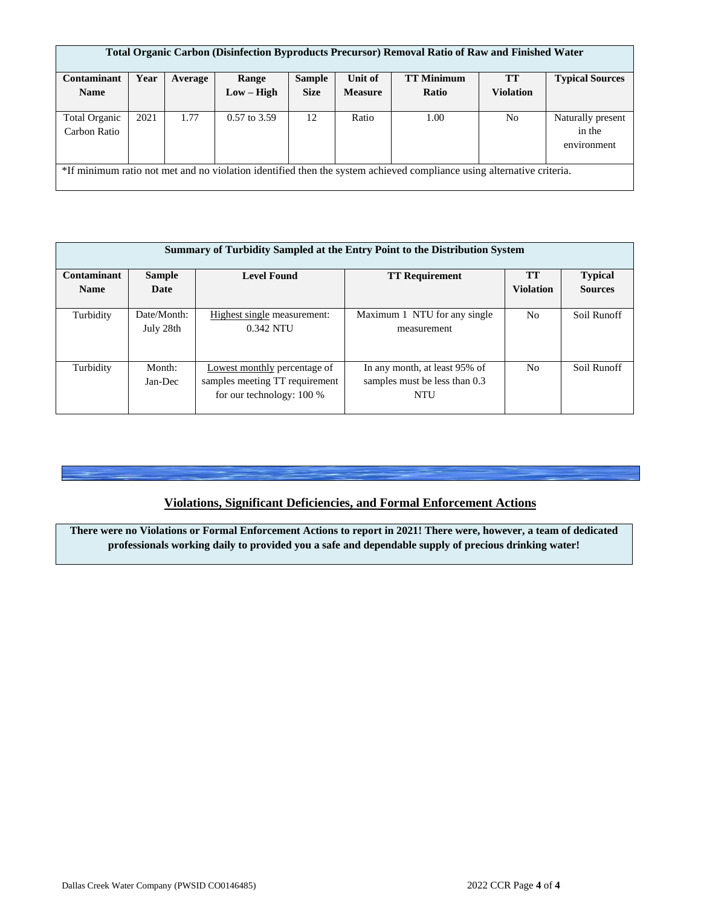| Total Organic Carbon (Disinfection Byproducts Precursor) Removal Ratio of Raw and Finished Water | | | | | | | | |
|---|---|---|---|---|---|---|---|---|
| **Contaminant Name** | **Year** | **Average** | **Range Low – High** | **Sample Size** | **Unit of Measure** | **TT Minimum Ratio** | **TT Violation** | **Typical Sources** |
| Total Organic Carbon Ratio | 2021 | 1.77 | 0.57 to 3.59 | 12 | Ratio | 1.00 | No | Naturally present in the environment |
| *If minimum ratio not met and no violation identified then the system achieved compliance using alternative criteria. | | | | | | | | |

| Summary of Turbidity Sampled at the Entry Point to the Distribution System | | | | | |
|---|---|---|---|---|---|
| **Contaminant Name** | **Sample Date** | **Level Found** | **TT Requirement** | **TT Violation** | **Typical Sources** |
| Turbidity | Date/Month: July 28th | Highest single measurement: 0.342 NTU | Maximum 1 NTU for any single measurement | No | Soil Runoff |
| Turbidity | Month: Jan-Dec | Lowest monthly percentage of samples meeting TT requirement for our technology: 100 % | In any month, at least 95% of samples must be less than 0.3 NTU | No | Soil Runoff |

## Violations, Significant Deficiencies, and Formal Enforcement Actions

**There were no Violations or Formal Enforcement Actions to report in 2021! There were, however, a team of dedicated professionals working daily to provided you a safe and dependable supply of precious drinking water!**